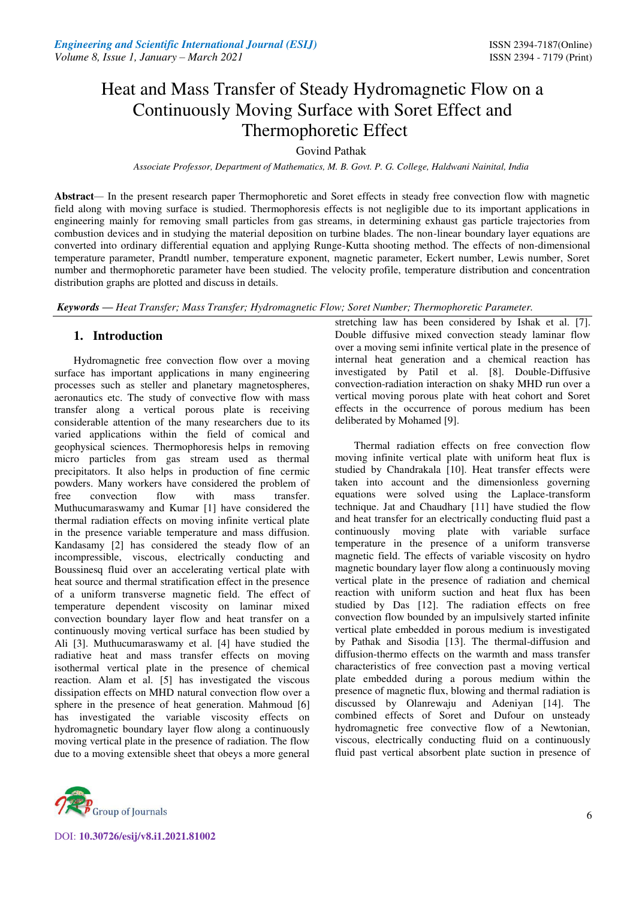# Heat and Mass Transfer of Steady Hydromagnetic Flow on a Continuously Moving Surface with Soret Effect and Thermophoretic Effect

Govind Pathak

*Associate Professor, Department of Mathematics, M. B. Govt. P. G. College, Haldwani Nainital, India*

**Abstract**— In the present research paper Thermophoretic and Soret effects in steady free convection flow with magnetic field along with moving surface is studied. Thermophoresis effects is not negligible due to its important applications in engineering mainly for removing small particles from gas streams, in determining exhaust gas particle trajectories from combustion devices and in studying the material deposition on turbine blades. The non-linear boundary layer equations are converted into ordinary differential equation and applying Runge-Kutta shooting method. The effects of non-dimensional temperature parameter, Prandtl number, temperature exponent, magnetic parameter, Eckert number, Lewis number, Soret number and thermophoretic parameter have been studied. The velocity profile, temperature distribution and concentration distribution graphs are plotted and discuss in details.

***Keywords* — *Heat Transfer; Mass Transfer; Hydromagnetic Flow; Soret Number; Thermophoretic Parameter.***

## 1. Introduction

Hydromagnetic free convection flow over a moving surface has important applications in many engineering processes such as steller and planetary magnetospheres, aeronautics etc. The study of convective flow with mass transfer along a vertical porous plate is receiving considerable attention of the many researchers due to its varied applications within the field of comical and geophysical sciences. Thermophoresis helps in removing micro particles from gas stream used as thermal precipitators. It also helps in production of fine cermic powders. Many workers have considered the problem of free convection flow with mass transfer. Muthucumaraswamy and Kumar [1] have considered the thermal radiation effects on moving infinite vertical plate in the presence variable temperature and mass diffusion. Kandasamy [2] has considered the steady flow of an incompressible, viscous, electrically conducting and Boussinesq fluid over an accelerating vertical plate with heat source and thermal stratification effect in the presence of a uniform transverse magnetic field. The effect of temperature dependent viscosity on laminar mixed convection boundary layer flow and heat transfer on a continuously moving vertical surface has been studied by Ali [3]. Muthucumaraswamy et al. [4] have studied the radiative heat and mass transfer effects on moving isothermal vertical plate in the presence of chemical reaction. Alam et al. [5] has investigated the viscous dissipation effects on MHD natural convection flow over a sphere in the presence of heat generation. Mahmoud [6] has investigated the variable viscosity effects on hydromagnetic boundary layer flow along a continuously moving vertical plate in the presence of radiation. The flow due to a moving extensible sheet that obeys a more general stretching law has been considered by Ishak et al. [7]. Double diffusive mixed convection steady laminar flow over a moving semi infinite vertical plate in the presence of internal heat generation and a chemical reaction has investigated by Patil et al. [8]. Double-Diffusive convection-radiation interaction on shaky MHD run over a vertical moving porous plate with heat cohort and Soret effects in the occurrence of porous medium has been deliberated by Mohamed [9].

Thermal radiation effects on free convection flow moving infinite vertical plate with uniform heat flux is studied by Chandrakala [10]. Heat transfer effects were taken into account and the dimensionless governing equations were solved using the Laplace-transform technique. Jat and Chaudhary [11] have studied the flow and heat transfer for an electrically conducting fluid past a continuously moving plate with variable surface temperature in the presence of a uniform transverse magnetic field. The effects of variable viscosity on hydro magnetic boundary layer flow along a continuously moving vertical plate in the presence of radiation and chemical reaction with uniform suction and heat flux has been studied by Das [12]. The radiation effects on free convection flow bounded by an impulsively started infinite vertical plate embedded in porous medium is investigated by Pathak and Sisodia [13]. The thermal-diffusion and diffusion-thermo effects on the warmth and mass transfer characteristics of free convection past a moving vertical plate embedded during a porous medium within the presence of magnetic flux, blowing and thermal radiation is discussed by Olanrewaju and Adeniyan [14]. The combined effects of Soret and Dufour on unsteady hydromagnetic free convective flow of a Newtonian, viscous, electrically conducting fluid on a continuously fluid past vertical absorbent plate suction in presence of

DOI: 10.30726/esij/v8.i1.2021.81002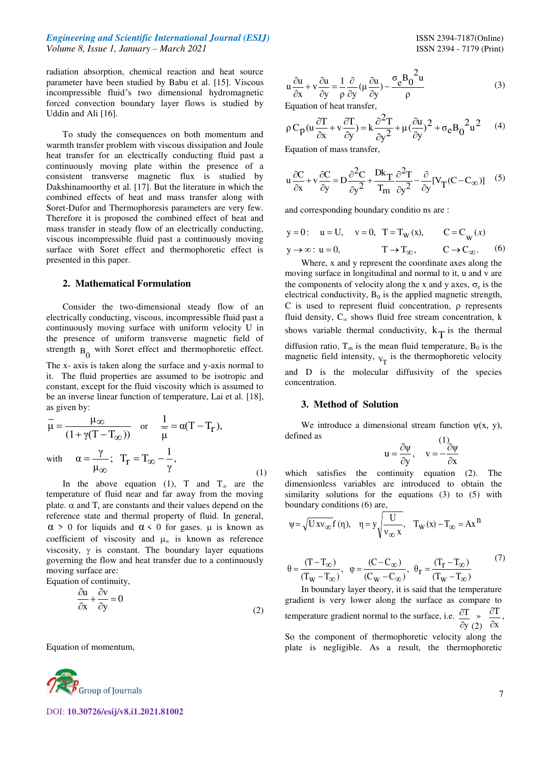radiation absorption, chemical reaction and heat source parameter have been studied by Babu et al. [15]. Viscous incompressible fluid's two dimensional hydromagnetic forced convection boundary layer flows is studied by Uddin and Ali [16].

To study the consequences on both momentum and warmth transfer problem with viscous dissipation and Joule heat transfer for an electrically conducting fluid past a continuously moving plate within the presence of a consistent transverse magnetic flux is studied by Dakshinamoorthy et al. [17]. But the literature in which the combined effects of heat and mass transfer along with Soret-Dufor and Thermophoresis parameters are very few. Therefore it is proposed the combined effect of heat and mass transfer in steady flow of an electrically conducting, viscous incompressible fluid past a continuously moving surface with Soret effect and thermophoretic effect is presented in this paper.

## 2. Mathematical Formulation

Consider the two-dimensional steady flow of an electrically conducting, viscous, incompressible fluid past a continuously moving surface with uniform velocity U in the presence of uniform transverse magnetic field of strength $B_0$ with Soret effect and thermophoretic effect. The x- axis is taken along the surface and y-axis normal to it. The fluid properties are assumed to be isotropic and constant, except for the fluid viscosity which is assumed to be an inverse linear function of temperature, Lai et al. [18], as given by:

$$\bar{\mu} = \frac{\mu_\infty}{(1+\gamma(T-T_\infty))} \quad \text{or} \quad \frac{1}{\mu} = \alpha(T - T_r),$$

$$\text{with} \quad \alpha = \frac{\gamma}{\mu_\infty}; \quad T_r = T_\infty - \frac{1}{\gamma}, \tag{1}$$

In the above equation (1), T and $T_\infty$ are the temperature of fluid near and far away from the moving plate. $\alpha$ and $T_r$ are constants and their values depend on the reference state and thermal property of fluid. In general, $\alpha > 0$ for liquids and $\alpha < 0$ for gases. $\mu$ is known as coefficient of viscosity and $\mu_\infty$ is known as reference viscosity, $\gamma$ is constant. The boundary layer equations governing the flow and heat transfer due to a continuously moving surface are:

Equation of continuity,

$$\frac{\partial u}{\partial x} + \frac{\partial v}{\partial y} = 0 \tag{2}$$

Equation of momentum,

$$u\frac{\partial u}{\partial x} + v\frac{\partial u}{\partial y} = \frac{1}{\rho}\frac{\partial}{\partial y}\left(\mu\frac{\partial u}{\partial y}\right) - \frac{\sigma_e B_0^2 u}{\rho} \tag{3}$$

Equation of heat transfer,

$$\rho C_p\left(u\frac{\partial T}{\partial x} + v\frac{\partial T}{\partial y}\right) = k\frac{\partial^2 T}{\partial y^2} + \mu\left(\frac{\partial u}{\partial y}\right)^2 + \sigma_e B_0^2 u^2 \tag{4}$$

Equation of mass transfer,

$$u\frac{\partial C}{\partial x} + v\frac{\partial C}{\partial y} = D\frac{\partial^2 C}{\partial y^2} + \frac{Dk_T}{T_m}\frac{\partial^2 T}{\partial y^2} - \frac{\partial}{\partial y}[V_T(C - C_\infty)] \tag{5}$$

and corresponding boundary conditio ns are :

$$y = 0: \quad u = U, \quad v = 0, \quad T = T_W(x), \quad C = C_W(x)$$
$$y \to \infty: \; u = 0, \quad T \to T_\infty, \quad C \to C_\infty. \tag{6}$$

Where, x and y represent the coordinate axes along the moving surface in longitudinal and normal to it, u and v are the components of velocity along the x and y axes, $\sigma_e$ is the electrical conductivity, $B_0$ is the applied magnetic strength, C is used to represent fluid concentration, $\rho$ represents fluid density, $C_\infty$ shows fluid free stream concentration, k shows variable thermal conductivity, $k_T$ is the thermal diffusion ratio, $T_m$ is the mean fluid temperature, $B_0$ is the magnetic field intensity, $V_T$ is the thermophoretic velocity and D is the molecular diffusivity of the species concentration.

## 3. Method of Solution

We introduce a dimensional stream function $\psi(x, y)$, defined as

$$u = \frac{\partial \psi}{\partial y}, \quad v = -\frac{\partial \psi}{\partial x} \tag{1}$$

which satisfies the continuity equation (2). The dimensionless variables are introduced to obtain the similarity solutions for the equations (3) to (5) with boundary conditions (6) are,

$$\psi = \sqrt{U x \nu_\infty}\, f(\eta), \quad \eta = y\sqrt{\frac{U}{\nu_\infty x}}, \quad T_W(x) - T_\infty = Ax^n$$

$$\theta = \frac{(T - T_\infty)}{(T_W - T_\infty)}, \quad \varphi = \frac{(C - C_\infty)}{(C_W - C_\infty)}, \quad \theta_r = \frac{(T_r - T_\infty)}{(T_W - T_\infty)} \tag{7}$$

In boundary layer theory, it is said that the temperature gradient is very lower along the surface as compare to temperature gradient normal to the surface, i.e. $\frac{\partial T}{\partial y} \gg \frac{\partial T}{\partial x}$, (2)

So the component of thermophoretic velocity along the plate is negligible. As a result, the thermophoretic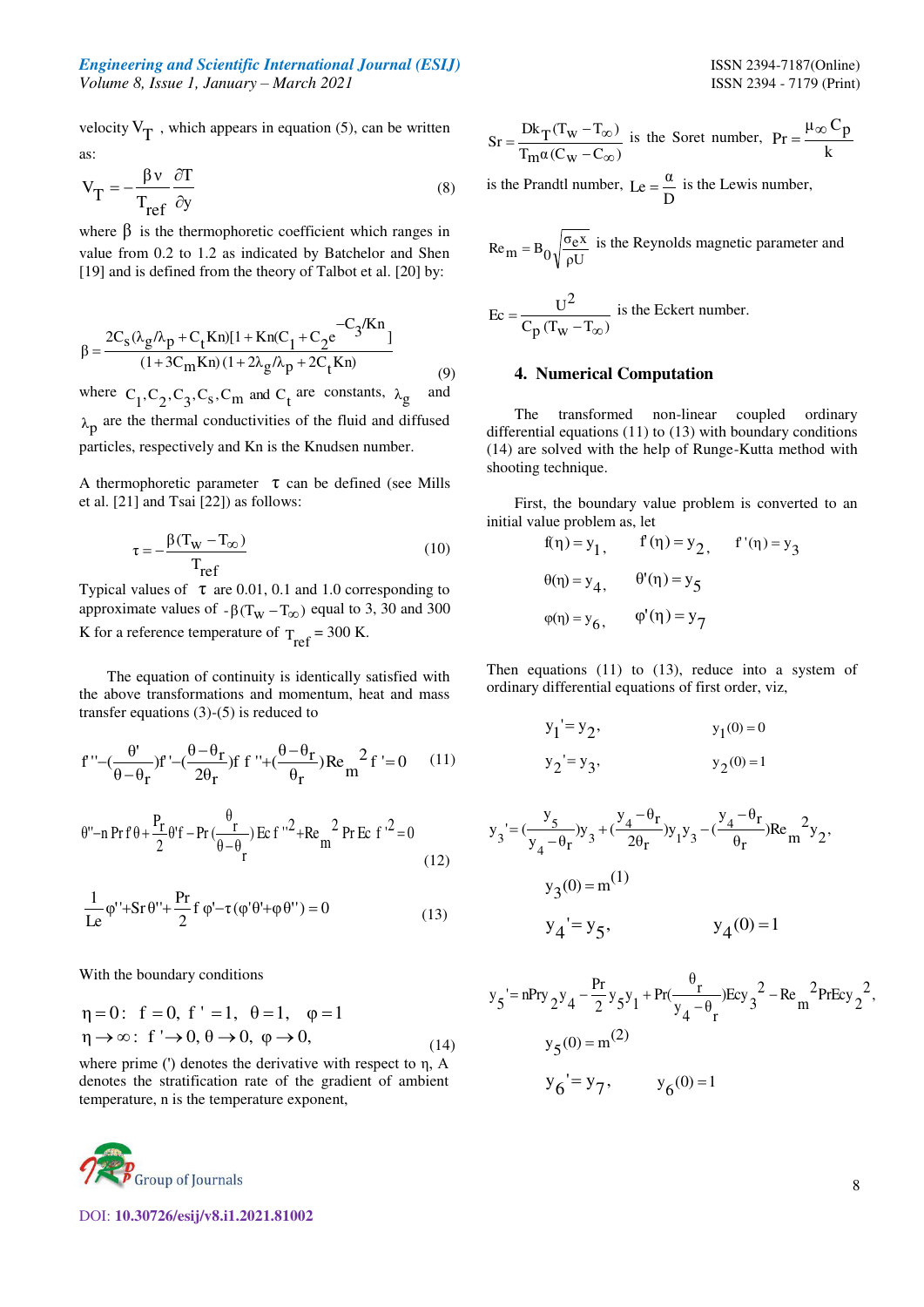velocity $V_T$, which appears in equation (5), can be written as:

$$V_T = -\frac{\beta \nu}{T_{ref}} \frac{\partial T}{\partial y} \tag{8}$$

where $\beta$ is the thermophoretic coefficient which ranges in value from 0.2 to 1.2 as indicated by Batchelor and Shen [19] and is defined from the theory of Talbot et al. [20] by:

$$\beta = \frac{2C_s(\lambda_g/\lambda_p + C_t Kn)[1 + Kn(C_1 + C_2 e^{-C_3/Kn}]}{(1+3C_m Kn)(1+2\lambda_g/\lambda_p + 2C_t Kn)} \tag{9}$$

where $C_1, C_2, C_3, C_s, C_m$ and $C_t$ are constants, $\lambda_g$ and $\lambda_p$ are the thermal conductivities of the fluid and diffused particles, respectively and Kn is the Knudsen number.

A thermophoretic parameter $\tau$ can be defined (see Mills et al. [21] and Tsai [22]) as follows:

$$\tau = -\frac{\beta(T_w - T_\infty)}{T_{ref}} \tag{10}$$

Typical values of $\tau$ are 0.01, 0.1 and 1.0 corresponding to approximate values of $-\beta(T_w - T_\infty)$ equal to 3, 30 and 300 K for a reference temperature of $T_{ref} = 300$ K.

The equation of continuity is identically satisfied with the above transformations and momentum, heat and mass transfer equations (3)-(5) is reduced to

$$f''' - \left(\frac{\theta'}{\theta - \theta_r}\right) f'' - \left(\frac{\theta - \theta_r}{2\theta_r}\right) f\, f'' + \left(\frac{\theta - \theta_r}{\theta_r}\right) Re_m{}^2 f' = 0 \tag{11}$$

$$\theta'' - n\, Pr\, f\, \theta + \frac{P_r}{2}\theta' f - Pr\left(\frac{\theta_r}{\theta - \theta_r}\right) Ec\, f''^2 + Re_m{}^2\, Pr\, Ec\, f'^2 = 0 \tag{12}$$

$$\frac{1}{Le}\varphi'' + Sr\,\theta'' + \frac{Pr}{2} f\,\varphi' - \tau(\varphi'\theta' + \varphi\theta'') = 0 \tag{13}$$

With the boundary conditions

$$\begin{aligned} &\eta = 0: \quad f = 0,\ f' = 1,\ \theta = 1,\ \varphi = 1 \\ &\eta \to \infty: \quad f' \to 0,\ \theta \to 0,\ \varphi \to 0, \end{aligned} \tag{14}$$

where prime (') denotes the derivative with respect to η, A denotes the stratification rate of the gradient of ambient temperature, n is the temperature exponent, $Sr = \frac{D k_T (T_w - T_\infty)}{T_m \alpha (C_w - C_\infty)}$ is the Soret number, $Pr = \frac{\mu_\infty C_p}{k}$ is the Prandtl number, $Le = \frac{\alpha}{D}$ is the Lewis number,

$Re_m = B_0 \sqrt{\frac{\sigma_e x}{\rho U}}$ is the Reynolds magnetic parameter and

$Ec = \frac{U^2}{C_p (T_w - T_\infty)}$ is the Eckert number.

## 4. Numerical Computation

The transformed non-linear coupled ordinary differential equations (11) to (13) with boundary conditions (14) are solved with the help of Runge-Kutta method with shooting technique.

First, the boundary value problem is converted to an initial value problem as, let

$$f(\eta) = y_1, \quad f'(\eta) = y_2, \quad f''(\eta) = y_3$$

$$\theta(\eta) = y_4, \quad \theta'(\eta) = y_5$$

$$\varphi(\eta) = y_6, \quad \varphi'(\eta) = y_7$$

Then equations (11) to (13), reduce into a system of ordinary differential equations of first order, viz,

$$y_1' = y_2, \qquad y_1(0) = 0$$

$$y_2' = y_3, \qquad y_2(0) = 1$$

$$y_3' = \left(\frac{y_5}{y_4 - \theta_r}\right) y_3 + \left(\frac{y_4 - \theta_r}{2\theta_r}\right) y_1 y_3 - \left(\frac{y_4 - \theta_r}{\theta_r}\right) Re_m{}^2 y_2,$$

$$y_3(0) = m^{(1)}$$

$$y_4' = y_5, \qquad y_4(0) = 1$$

$$y_5' = nPr y_2 y_4 - \frac{Pr}{2} y_5 y_1 + Pr\left(\frac{\theta_r}{y_4 - \theta_r}\right) Ec y_3{}^2 - Re_m{}^2 Pr Ec y_2{}^2,$$

$$y_5(0) = m^{(2)}$$

$$y_6' = y_7, \qquad y_6(0) = 1$$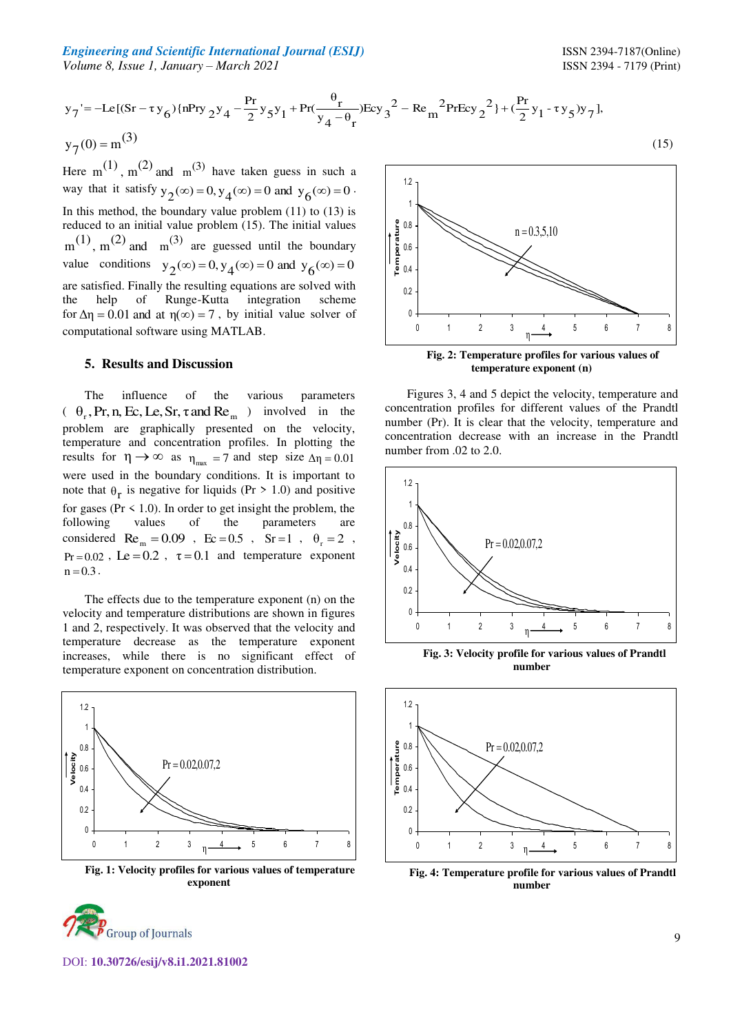$$y_7' = -Le[(Sr - \tau y_6)\{nPry_2y_4 - \frac{Pr}{2}y_5y_1 + Pr(\frac{\theta_r}{y_4 - \theta_r})Ecy_3^2 - Re_m^2 PrEcy_2^2\} + (\frac{Pr}{2}y_1 - \tau y_5)y_7],$$

$$y_7(0) = m^{(3)} \tag{15}$$

Here $m^{(1)}$, $m^{(2)}$ and $m^{(3)}$ have taken guess in such a way that it satisfy $y_2(\infty) = 0, y_4(\infty) = 0$ and $y_6(\infty) = 0$. In this method, the boundary value problem (11) to (13) is reduced to an initial value problem (15). The initial values $m^{(1)}$, $m^{(2)}$ and $m^{(3)}$ are guessed until the boundary value conditions $y_2(\infty) = 0, y_4(\infty) = 0$ and $y_6(\infty) = 0$ are satisfied. Finally the resulting equations are solved with the help of Runge-Kutta integration scheme for $\Delta\eta = 0.01$ and at $\eta(\infty) = 7$, by initial value solver of computational software using MATLAB.

## 5. Results and Discussion

The influence of the various parameters ( $\theta_r$, Pr, n, Ec, Le, Sr, $\tau$ and $Re_m$ ) involved in the problem are graphically presented on the velocity, temperature and concentration profiles. In plotting the results for $\eta \to \infty$ as $\eta_{max} = 7$ and step size $\Delta\eta = 0.01$ were used in the boundary conditions. It is important to note that $\theta_r$ is negative for liquids (Pr > 1.0) and positive for gases (Pr < 1.0). In order to get insight the problem, the following values of the parameters are considered $Re_m = 0.09$, $Ec = 0.5$, $Sr = 1$, $\theta_r = 2$, $Pr = 0.02$, $Le = 0.2$, $\tau = 0.1$ and temperature exponent $n = 0.3$.

The effects due to the temperature exponent (n) on the velocity and temperature distributions are shown in figures 1 and 2, respectively. It was observed that the velocity and temperature decrease as the temperature exponent increases, while there is no significant effect of temperature exponent on concentration distribution.

**Fig. 1: Velocity profiles for various values of temperature exponent**

**Fig. 2: Temperature profiles for various values of temperature exponent (n)**

Figures 3, 4 and 5 depict the velocity, temperature and concentration profiles for different values of the Prandtl number (Pr). It is clear that the velocity, temperature and concentration decrease with an increase in the Prandtl number from .02 to 2.0.

**Fig. 3: Velocity profile for various values of Prandtl number**

**Fig. 4: Temperature profile for various values of Prandtl number**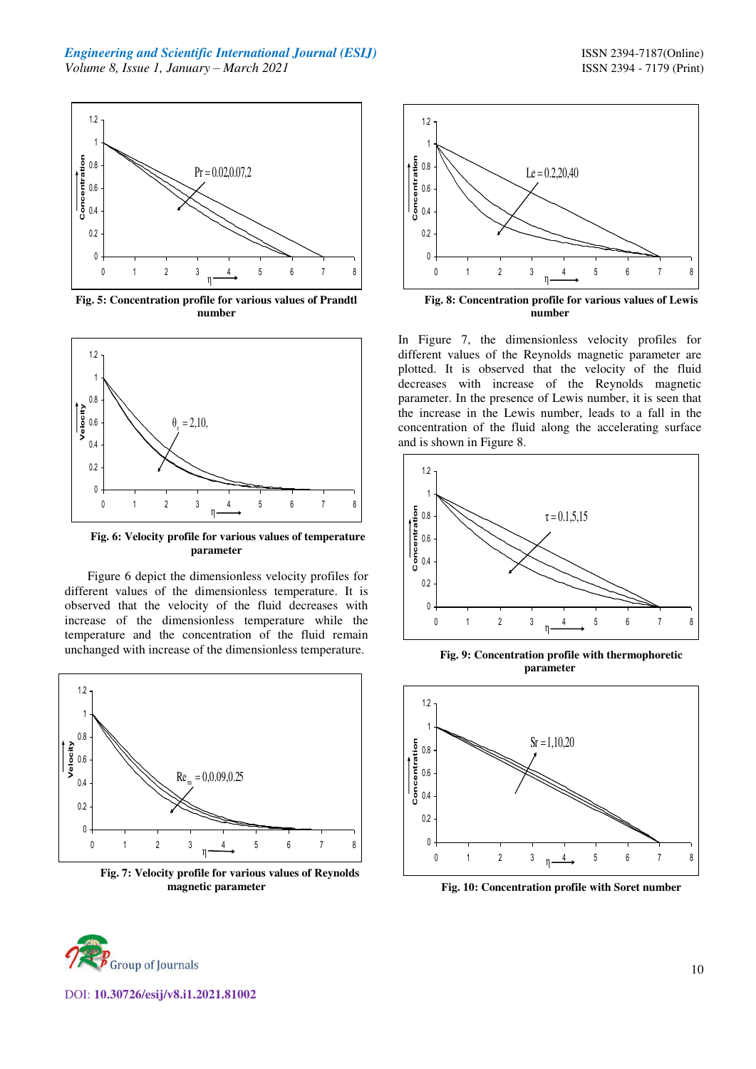Fig. 5: Concentration profile for various values of Prandtl number

Fig. 6: Velocity profile for various values of temperature parameter

Figure 6 depict the dimensionless velocity profiles for different values of the dimensionless temperature. It is observed that the velocity of the fluid decreases with increase of the dimensionless temperature while the temperature and the concentration of the fluid remain unchanged with increase of the dimensionless temperature.

Fig. 7: Velocity profile for various values of Reynolds magnetic parameter

Fig. 8: Concentration profile for various values of Lewis number

In Figure 7, the dimensionless velocity profiles for different values of the Reynolds magnetic parameter are plotted. It is observed that the velocity of the fluid decreases with increase of the Reynolds magnetic parameter. In the presence of Lewis number, it is seen that the increase in the Lewis number, leads to a fall in the concentration of the fluid along the accelerating surface and is shown in Figure 8.

Fig. 9: Concentration profile with thermophoretic parameter

Fig. 10: Concentration profile with Soret number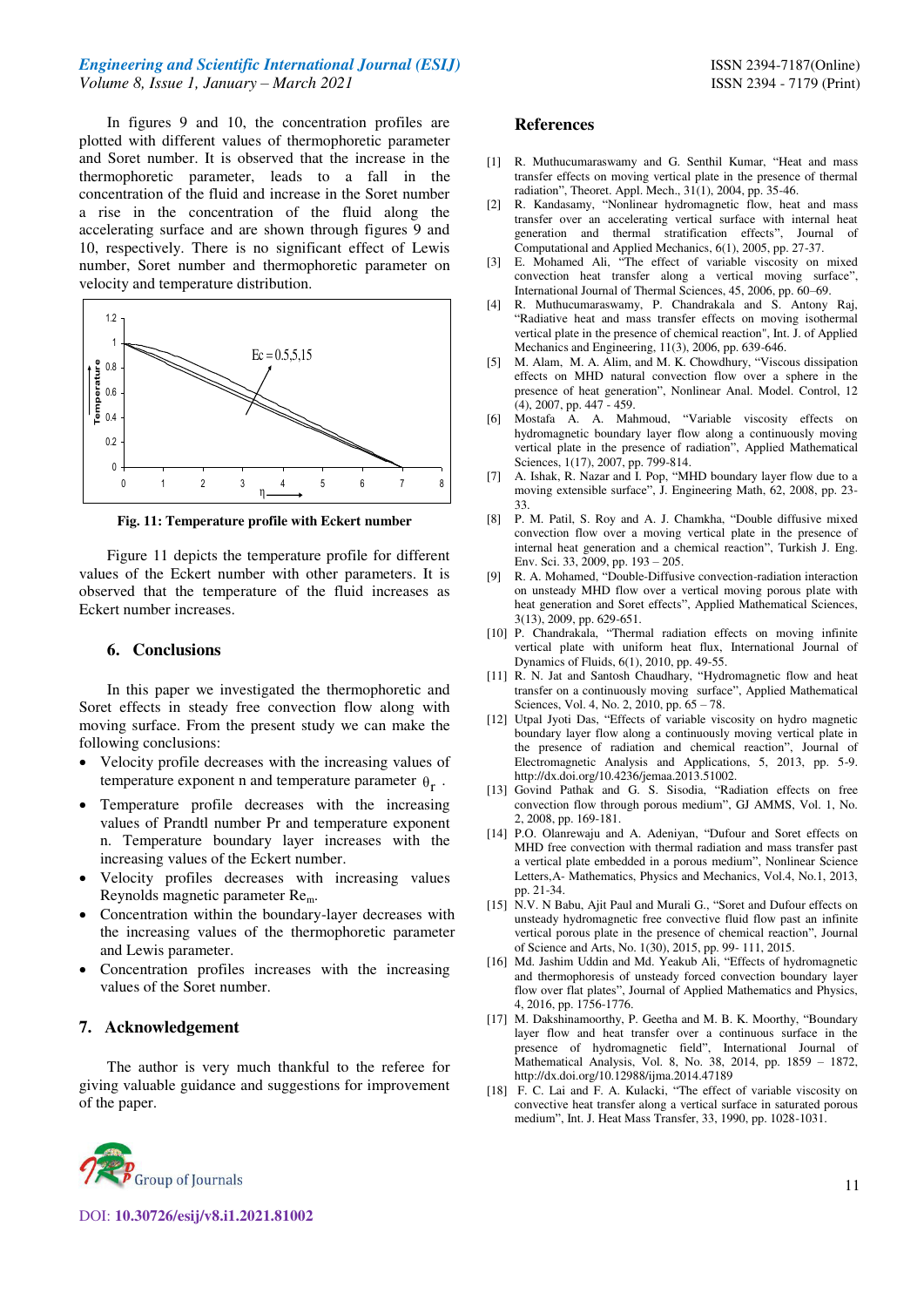In figures 9 and 10, the concentration profiles are plotted with different values of thermophoretic parameter and Soret number. It is observed that the increase in the thermophoretic parameter, leads to a fall in the concentration of the fluid and increase in the Soret number a rise in the concentration of the fluid along the accelerating surface and are shown through figures 9 and 10, respectively. There is no significant effect of Lewis number, Soret number and thermophoretic parameter on velocity and temperature distribution.

**Fig. 11: Temperature profile with Eckert number**

Figure 11 depicts the temperature profile for different values of the Eckert number with other parameters. It is observed that the temperature of the fluid increases as Eckert number increases.

## 6. Conclusions

In this paper we investigated the thermophoretic and Soret effects in steady free convection flow along with moving surface. From the present study we can make the following conclusions:

- Velocity profile decreases with the increasing values of temperature exponent n and temperature parameter $\theta_r$.
- Temperature profile decreases with the increasing values of Prandtl number Pr and temperature exponent n. Temperature boundary layer increases with the increasing values of the Eckert number.
- Velocity profiles decreases with increasing values Reynolds magnetic parameter $Re_m$.
- Concentration within the boundary-layer decreases with the increasing values of the thermophoretic parameter and Lewis parameter.
- Concentration profiles increases with the increasing values of the Soret number.

## 7. Acknowledgement

The author is very much thankful to the referee for giving valuable guidance and suggestions for improvement of the paper.

## References

[1] R. Muthucumaraswamy and G. Senthil Kumar, "Heat and mass transfer effects on moving vertical plate in the presence of thermal radiation", Theoret. Appl. Mech., 31(1), 2004, pp. 35-46.

[2] R. Kandasamy, "Nonlinear hydromagnetic flow, heat and mass transfer over an accelerating vertical surface with internal heat generation and thermal stratification effects", Journal of Computational and Applied Mechanics, 6(1), 2005, pp. 27-37.

[3] E. Mohamed Ali, "The effect of variable viscosity on mixed convection heat transfer along a vertical moving surface", International Journal of Thermal Sciences, 45, 2006, pp. 60–69.

[4] R. Muthucumaraswamy, P. Chandrakala and S. Antony Raj, "Radiative heat and mass transfer effects on moving isothermal vertical plate in the presence of chemical reaction", Int. J. of Applied Mechanics and Engineering, 11(3), 2006, pp. 639-646.

[5] M. Alam, M. A. Alim, and M. K. Chowdhury, "Viscous dissipation effects on MHD natural convection flow over a sphere in the presence of heat generation", Nonlinear Anal. Model. Control, 12 (4), 2007, pp. 447 - 459.

[6] Mostafa A. A. Mahmoud, "Variable viscosity effects on hydromagnetic boundary layer flow along a continuously moving vertical plate in the presence of radiation", Applied Mathematical Sciences, 1(17), 2007, pp. 799-814.

[7] A. Ishak, R. Nazar and I. Pop, "MHD boundary layer flow due to a moving extensible surface", J. Engineering Math, 62, 2008, pp. 23-33.

[8] P. M. Patil, S. Roy and A. J. Chamkha, "Double diffusive mixed convection flow over a moving vertical plate in the presence of internal heat generation and a chemical reaction", Turkish J. Eng. Env. Sci. 33, 2009, pp. 193 – 205.

[9] R. A. Mohamed, "Double-Diffusive convection-radiation interaction on unsteady MHD flow over a vertical moving porous plate with heat generation and Soret effects", Applied Mathematical Sciences, 3(13), 2009, pp. 629-651.

[10] P. Chandrakala, "Thermal radiation effects on moving infinite vertical plate with uniform heat flux, International Journal of Dynamics of Fluids, 6(1), 2010, pp. 49-55.

[11] R. N. Jat and Santosh Chaudhary, "Hydromagnetic flow and heat transfer on a continuously moving surface", Applied Mathematical Sciences, Vol. 4, No. 2, 2010, pp. 65 – 78.

[12] Utpal Jyoti Das, "Effects of variable viscosity on hydro magnetic boundary layer flow along a continuously moving vertical plate in the presence of radiation and chemical reaction", Journal of Electromagnetic Analysis and Applications, 5, 2013, pp. 5-9. http://dx.doi.org/10.4236/jemaa.2013.51002.

[13] Govind Pathak and G. S. Sisodia, "Radiation effects on free convection flow through porous medium", GJ AMMS, Vol. 1, No. 2, 2008, pp. 169-181.

[14] P.O. Olanrewaju and A. Adeniyan, "Dufour and Soret effects on MHD free convection with thermal radiation and mass transfer past a vertical plate embedded in a porous medium", Nonlinear Science Letters,A- Mathematics, Physics and Mechanics, Vol.4, No.1, 2013, pp. 21-34.

[15] N.V. N Babu, Ajit Paul and Murali G., "Soret and Dufour effects on unsteady hydromagnetic free convective fluid flow past an infinite vertical porous plate in the presence of chemical reaction", Journal of Science and Arts, No. 1(30), 2015, pp. 99- 111, 2015.

[16] Md. Jashim Uddin and Md. Yeakub Ali, "Effects of hydromagnetic and thermophoresis of unsteady forced convection boundary layer flow over flat plates", Journal of Applied Mathematics and Physics, 4, 2016, pp. 1756-1776.

[17] M. Dakshinamoorthy, P. Geetha and M. B. K. Moorthy, "Boundary layer flow and heat transfer over a continuous surface in the presence of hydromagnetic field", International Journal of Mathematical Analysis, Vol. 8, No. 38, 2014, pp. 1859 – 1872, http://dx.doi.org/10.12988/ijma.2014.47189

[18] F. C. Lai and F. A. Kulacki, "The effect of variable viscosity on convective heat transfer along a vertical surface in saturated porous medium", Int. J. Heat Mass Transfer, 33, 1990, pp. 1028-1031.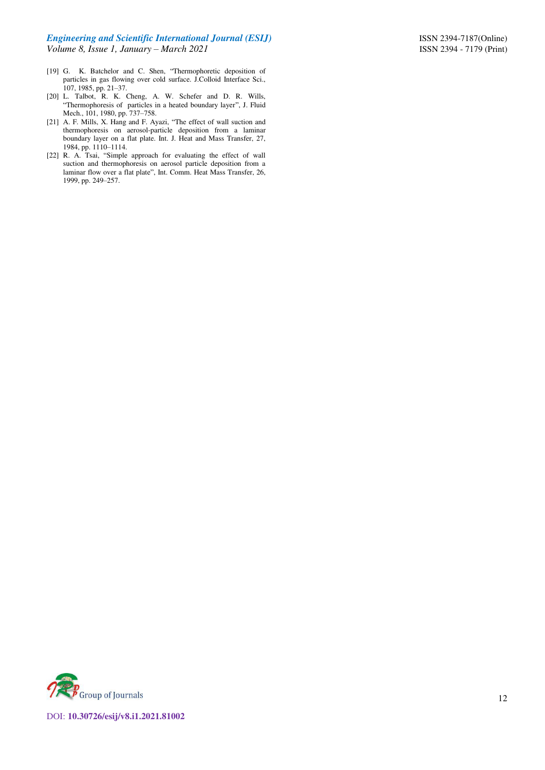[19] G. K. Batchelor and C. Shen, "Thermophoretic deposition of particles in gas flowing over cold surface. J.Colloid Interface Sci., 107, 1985, pp. 21–37.

[20] L. Talbot, R. K. Cheng, A. W. Schefer and D. R. Wills, "Thermophoresis of particles in a heated boundary layer", J. Fluid Mech., 101, 1980, pp. 737–758.

[21] A. F. Mills, X. Hang and F. Ayazi, "The effect of wall suction and thermophoresis on aerosol-particle deposition from a laminar boundary layer on a flat plate. Int. J. Heat and Mass Transfer, 27, 1984, pp. 1110–1114.

[22] R. A. Tsai, "Simple approach for evaluating the effect of wall suction and thermophoresis on aerosol particle deposition from a laminar flow over a flat plate", Int. Comm. Heat Mass Transfer, 26, 1999, pp. 249–257.